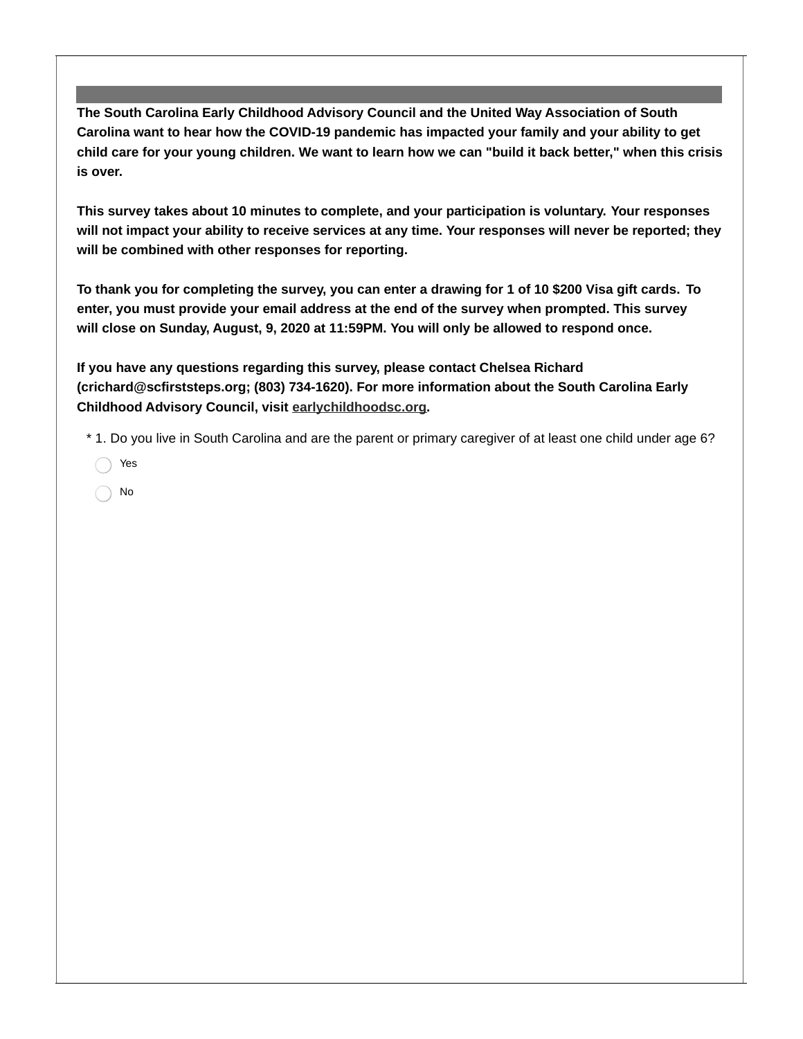**The South Carolina Early Childhood Advisory Council and the United Way Association of South Carolina want to hear how the COVID-19 pandemic has impacted your family and your ability to get child care for your young children. We want to learn how we can "build it back better," when this crisis is over.**

**This survey takes about 10 minutes to complete, and your participation is voluntary. Your responses will not impact your ability to receive services at any time. Your responses will never be reported; they will be combined with other responses for reporting.**

**To thank you for completing the survey, you can enter a drawing for 1 of 10 $200 Visa gift cards. To enter, you must provide your email address at the end of the survey when prompted. This survey will close on Sunday, August, 9, 2020 at 11:59PM. You will only be allowed to respond once.**

**If you have any questions regarding this survey, please contact Chelsea Richard (crichard@scfirststeps.org; (803) 734-1620). For more information about the South Carolina Early Childhood Advisory Council, visit earlychildhoodsc.org.**

* 1. Do you live in South Carolina and are the parent or primary caregiver of at least one child under age 6?

- ◯ Yes
- ◯ No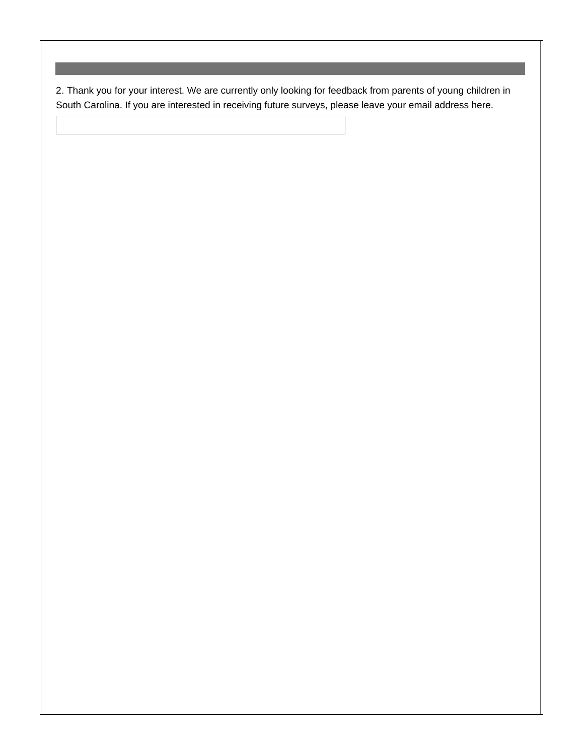2. Thank you for your interest. We are currently only looking for feedback from parents of young children in South Carolina. If you are interested in receiving future surveys, please leave your email address here.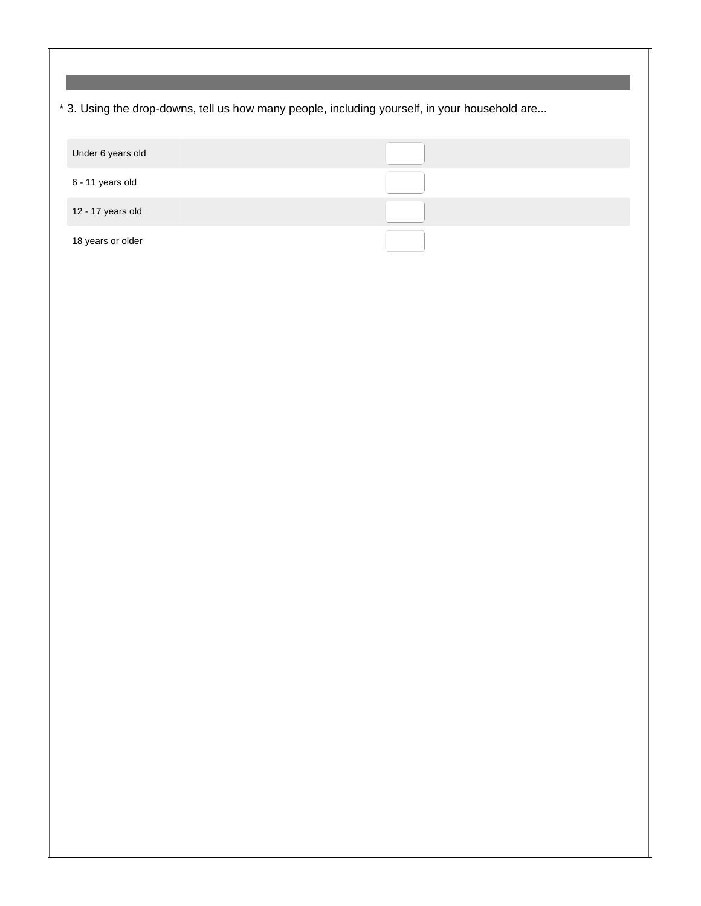\* 3. Using the drop-downs, tell us how many people, including yourself, in your household are...

| | |
|---|---|
| Under 6 years old | |
| 6 - 11 years old | |
| 12 - 17 years old | |
| 18 years or older | |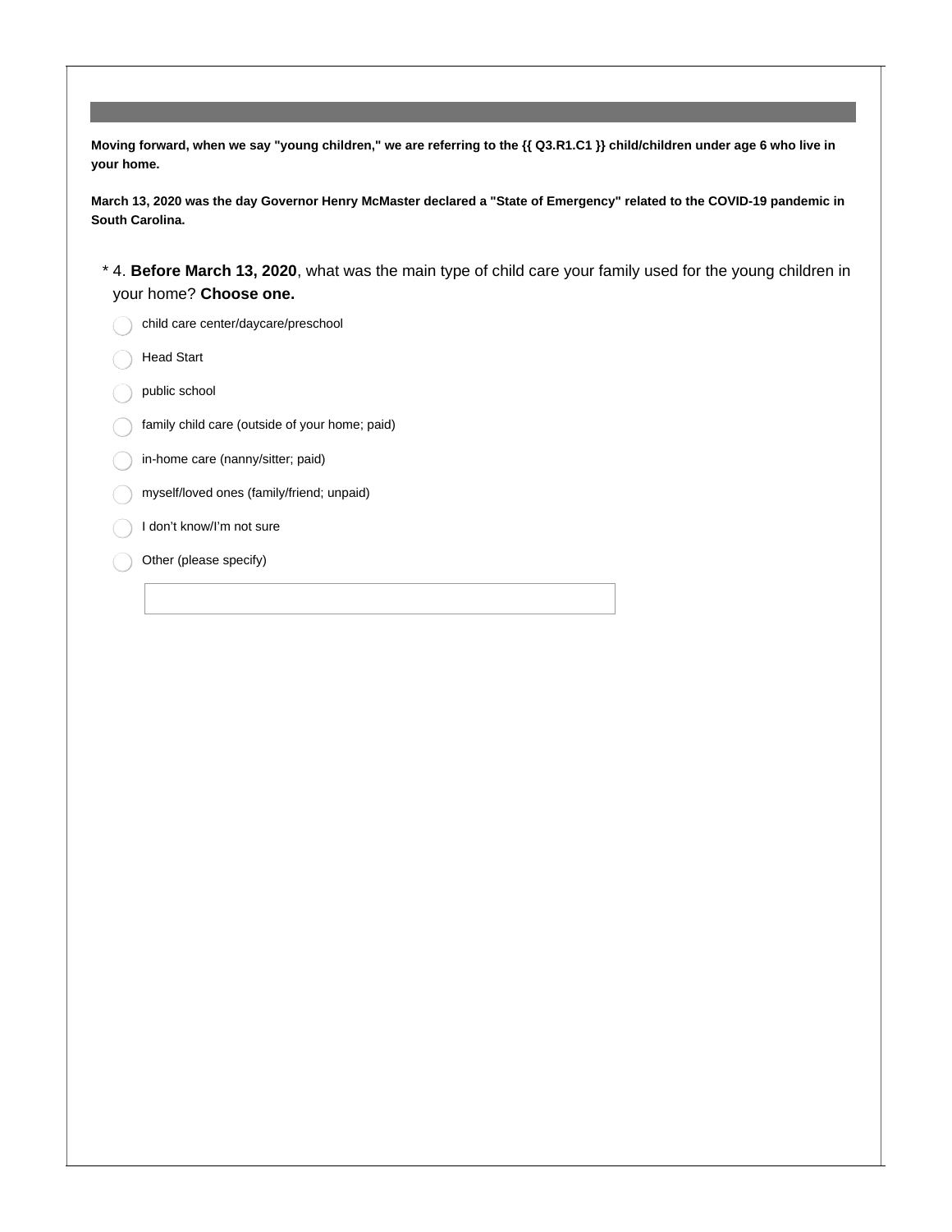**Moving forward, when we say "young children," we are referring to the {{ Q3.R1.C1 }} child/children under age 6 who live in your home.**

**March 13, 2020 was the day Governor Henry McMaster declared a "State of Emergency" related to the COVID-19 pandemic in South Carolina.**

\* 4. **Before March 13, 2020**, what was the main type of child care your family used for the young children in your home? **Choose one.**

- ◯ child care center/daycare/preschool
- ◯ Head Start
- ◯ public school
- ◯ family child care (outside of your home; paid)
- ◯ in-home care (nanny/sitter; paid)
- ◯ myself/loved ones (family/friend; unpaid)
- ◯ I don’t know/I’m not sure
- ◯ Other (please specify)

\_\_\_\_\_\_\_\_\_\_\_\_\_\_\_\_\_\_\_\_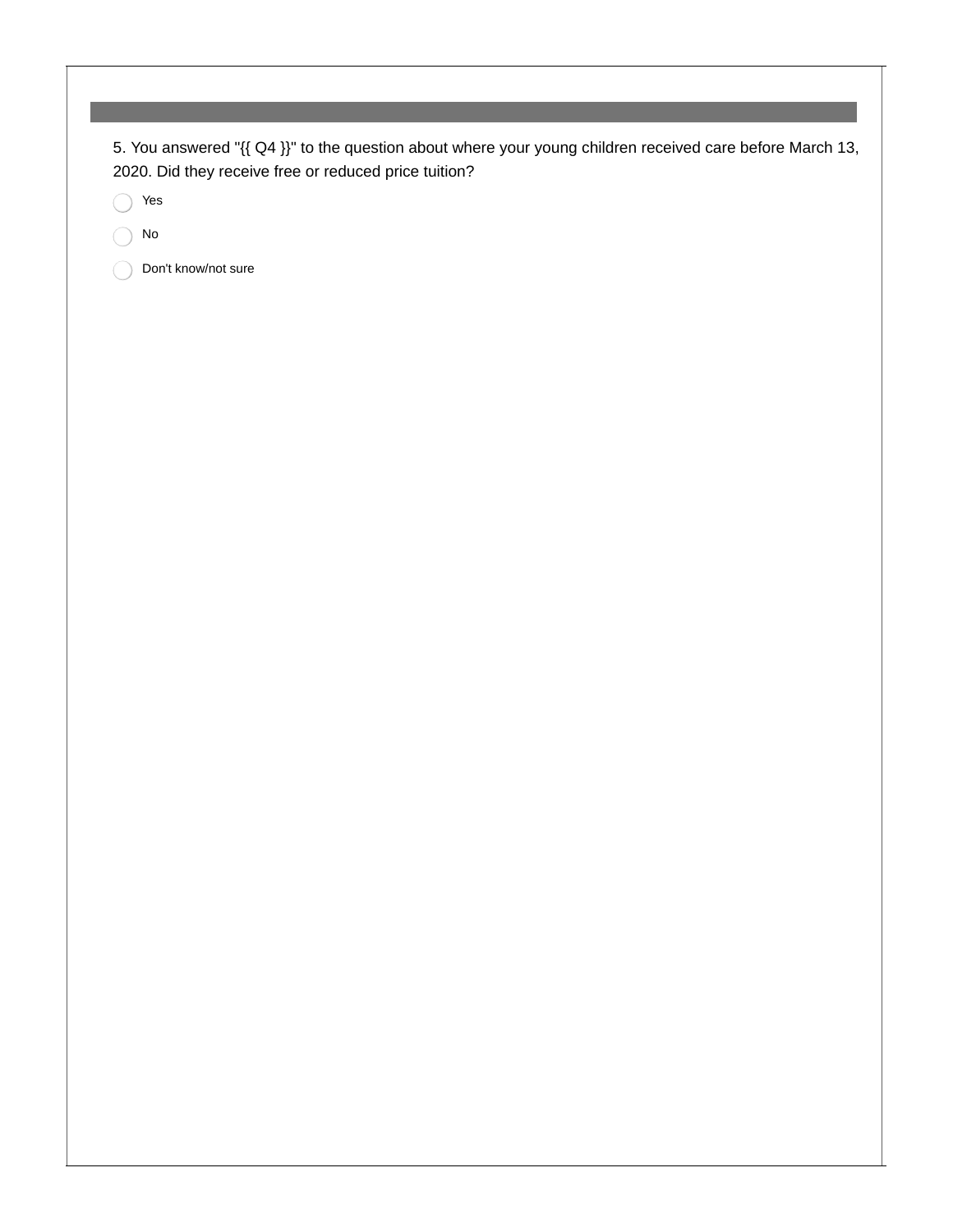5. You answered "{{ Q4 }}" to the question about where your young children received care before March 13, 2020. Did they receive free or reduced price tuition?

- Yes
- No
- Don't know/not sure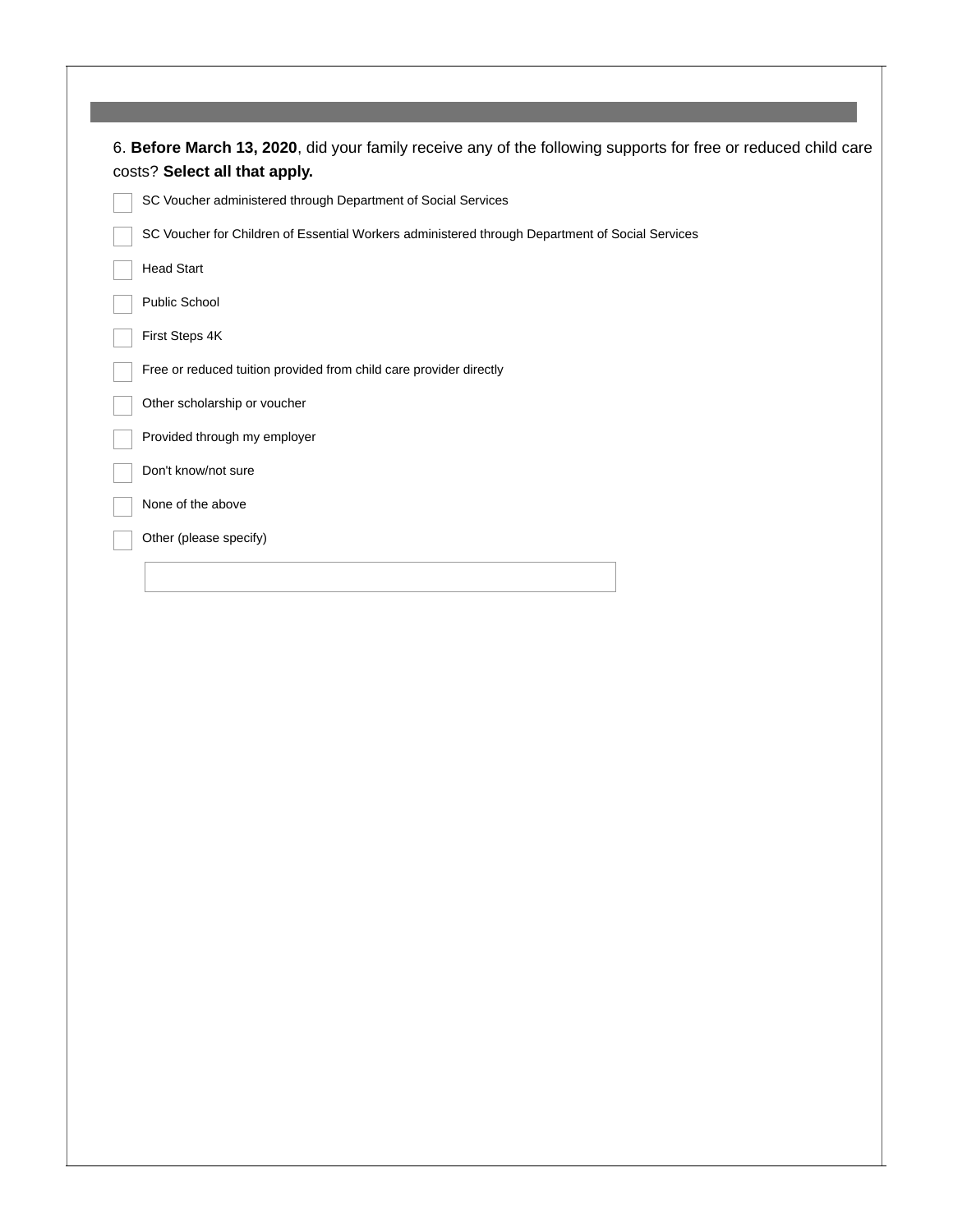6. **Before March 13, 2020**, did your family receive any of the following supports for free or reduced child care costs? **Select all that apply.**

- [ ] SC Voucher administered through Department of Social Services
- [ ] SC Voucher for Children of Essential Workers administered through Department of Social Services
- [ ] Head Start
- [ ] Public School
- [ ] First Steps 4K
- [ ] Free or reduced tuition provided from child care provider directly
- [ ] Other scholarship or voucher
- [ ] Provided through my employer
- [ ] Don't know/not sure
- [ ] None of the above
- [ ] Other (please specify)

\_\_\_\_\_\_\_\_\_\_\_\_\_\_\_\_\_\_\_\_\_\_\_\_\_\_\_\_\_\_\_\_\_\_\_\_\_\_\_\_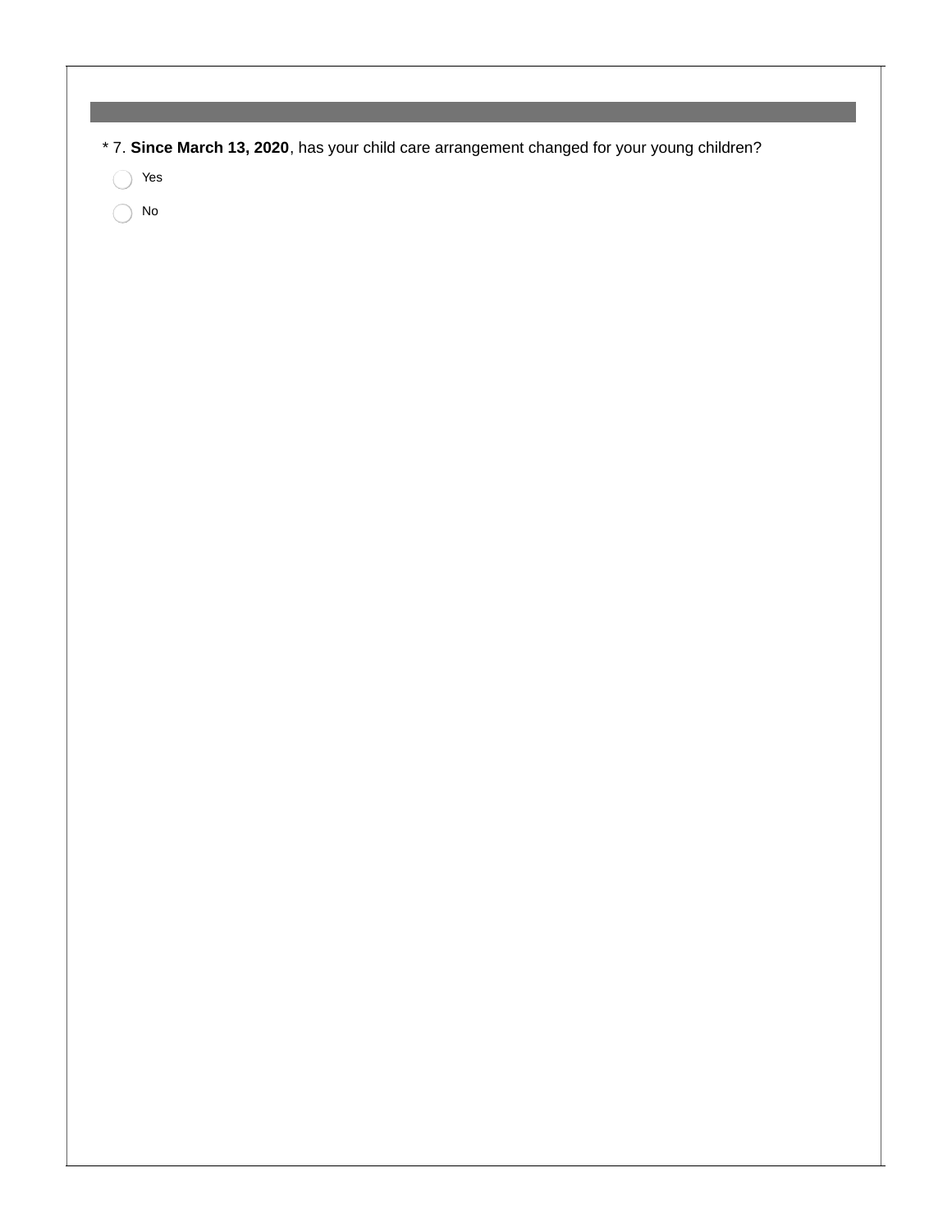* 7. **Since March 13, 2020**, has your child care arrangement changed for your young children?

- Yes
- No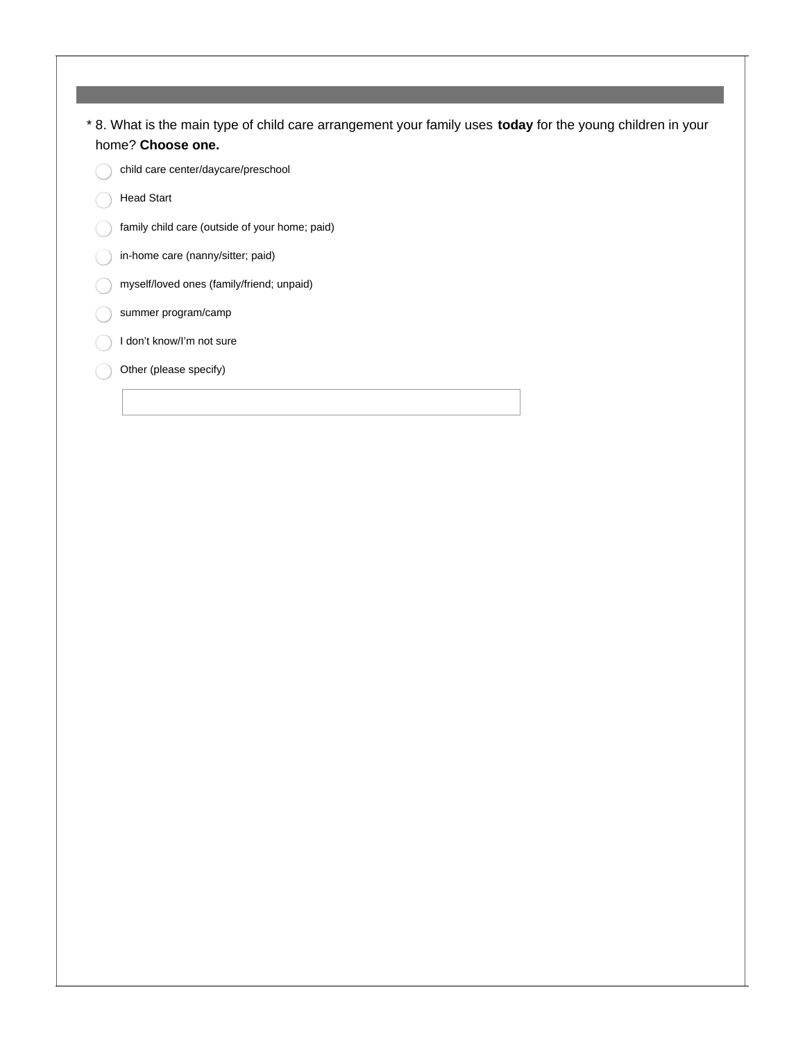\* 8. What is the main type of child care arrangement your family uses **today** for the young children in your home? **Choose one.**

- child care center/daycare/preschool
- Head Start
- family child care (outside of your home; paid)
- in-home care (nanny/sitter; paid)
- myself/loved ones (family/friend; unpaid)
- summer program/camp
- I don't know/I'm not sure
- Other (please specify)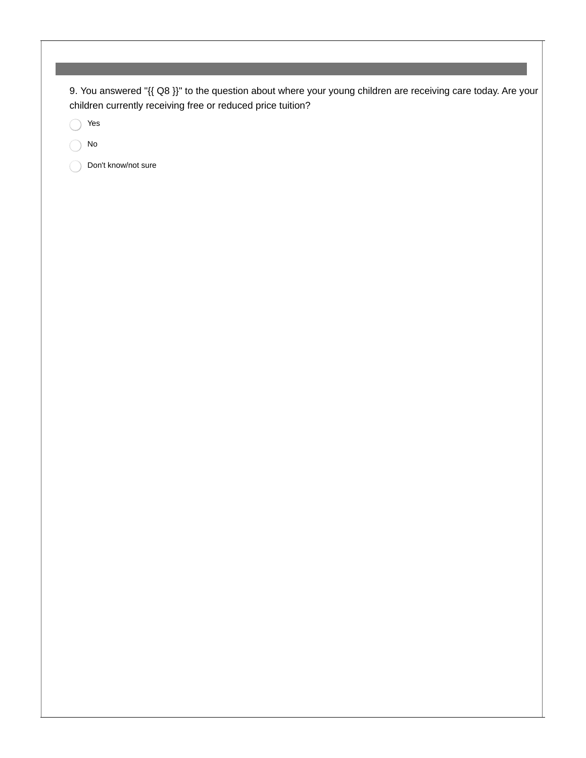9. You answered "{{ Q8 }}" to the question about where your young children are receiving care today. Are your children currently receiving free or reduced price tuition?

- Yes
- No
- Don't know/not sure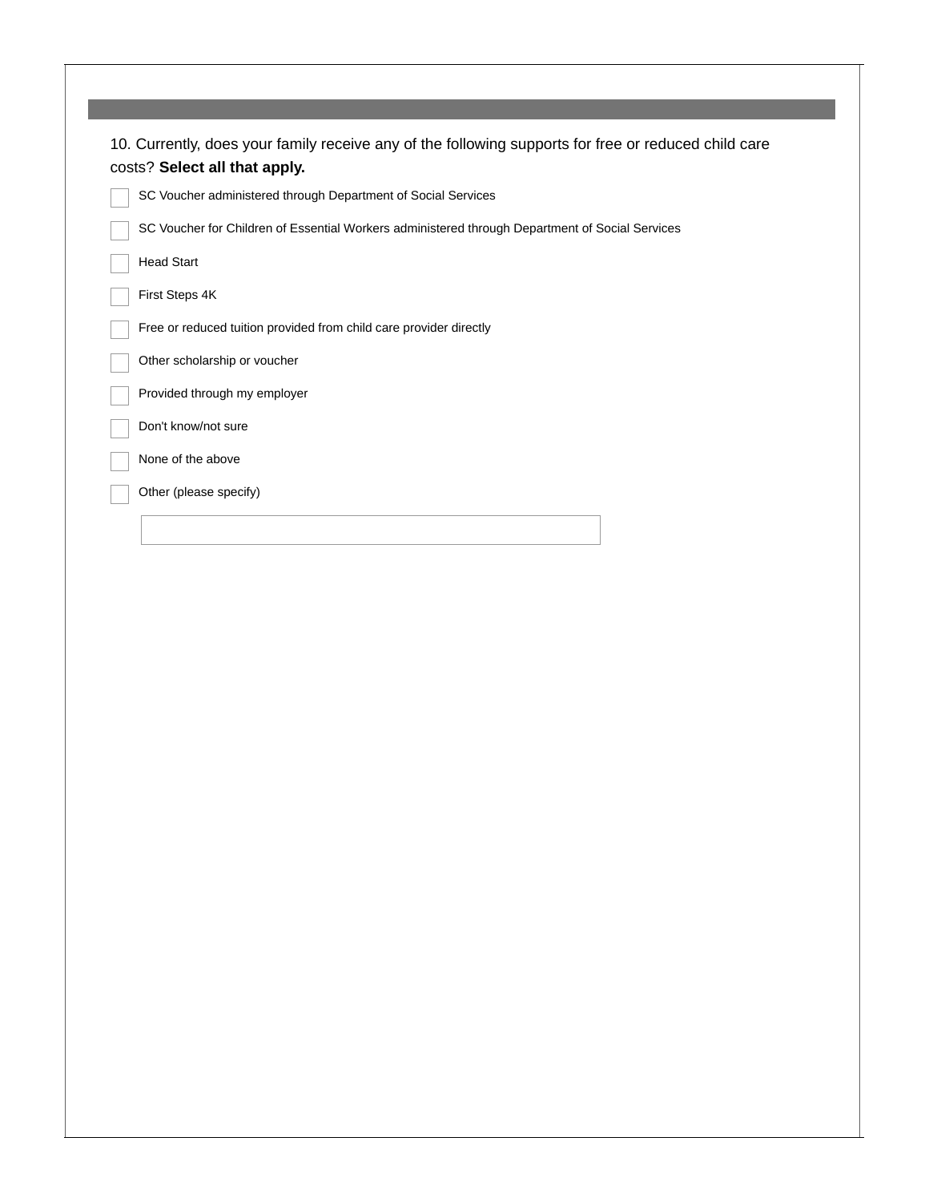10. Currently, does your family receive any of the following supports for free or reduced child care costs? **Select all that apply.**

- [ ] SC Voucher administered through Department of Social Services
- [ ] SC Voucher for Children of Essential Workers administered through Department of Social Services
- [ ] Head Start
- [ ] First Steps 4K
- [ ] Free or reduced tuition provided from child care provider directly
- [ ] Other scholarship or voucher
- [ ] Provided through my employer
- [ ] Don't know/not sure
- [ ] None of the above
- [ ] Other (please specify)

______________________________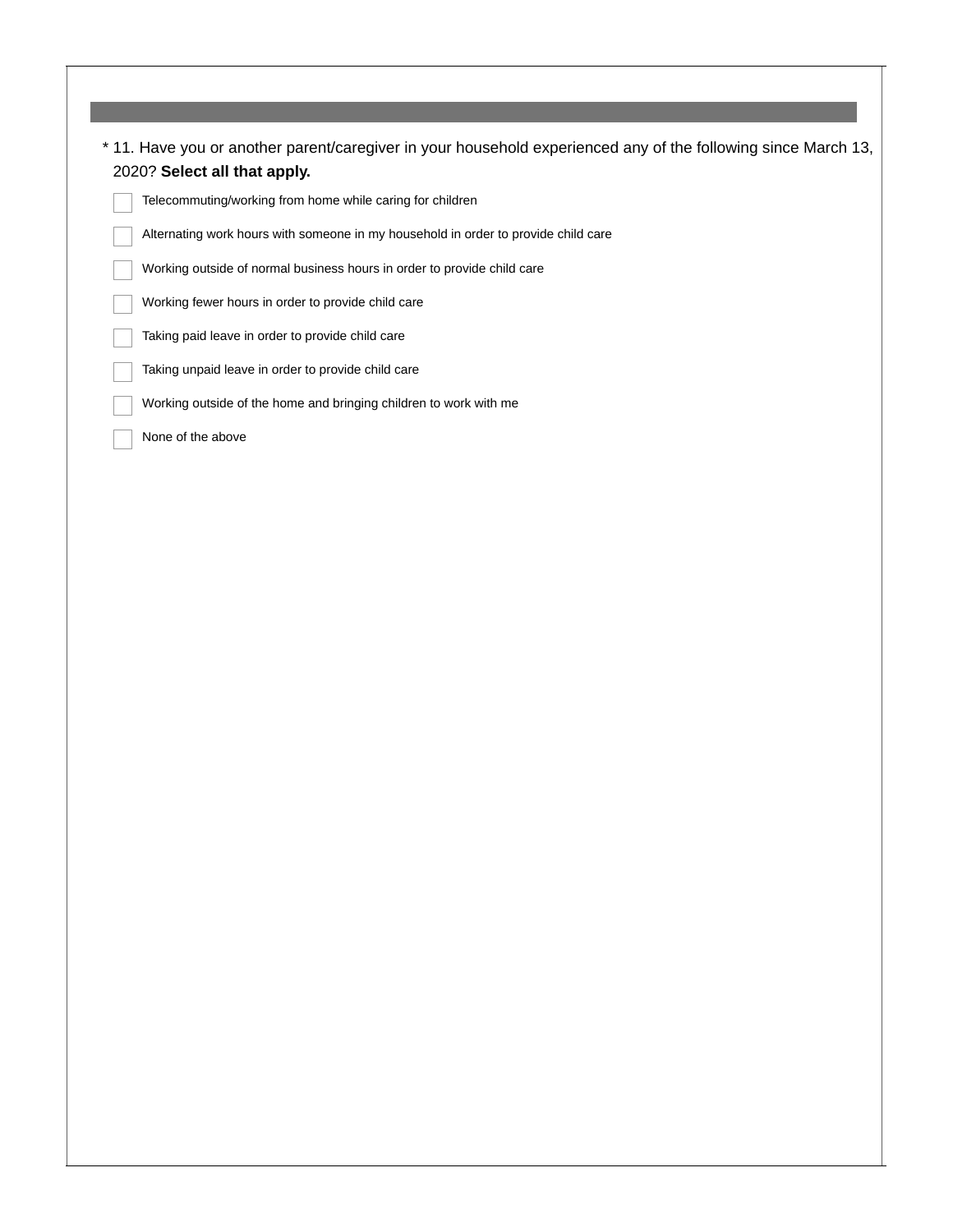\* 11. Have you or another parent/caregiver in your household experienced any of the following since March 13, 2020? **Select all that apply.**

- [ ] Telecommuting/working from home while caring for children
- [ ] Alternating work hours with someone in my household in order to provide child care
- [ ] Working outside of normal business hours in order to provide child care
- [ ] Working fewer hours in order to provide child care
- [ ] Taking paid leave in order to provide child care
- [ ] Taking unpaid leave in order to provide child care
- [ ] Working outside of the home and bringing children to work with me
- [ ] None of the above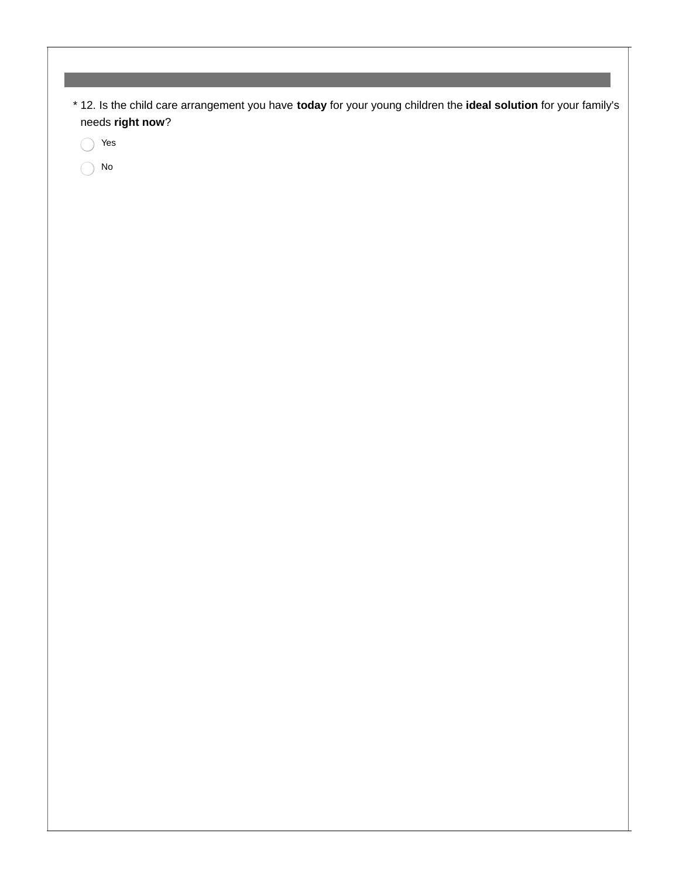\* 12. Is the child care arrangement you have **today** for your young children the **ideal solution** for your family's needs **right now**?

- Yes
- No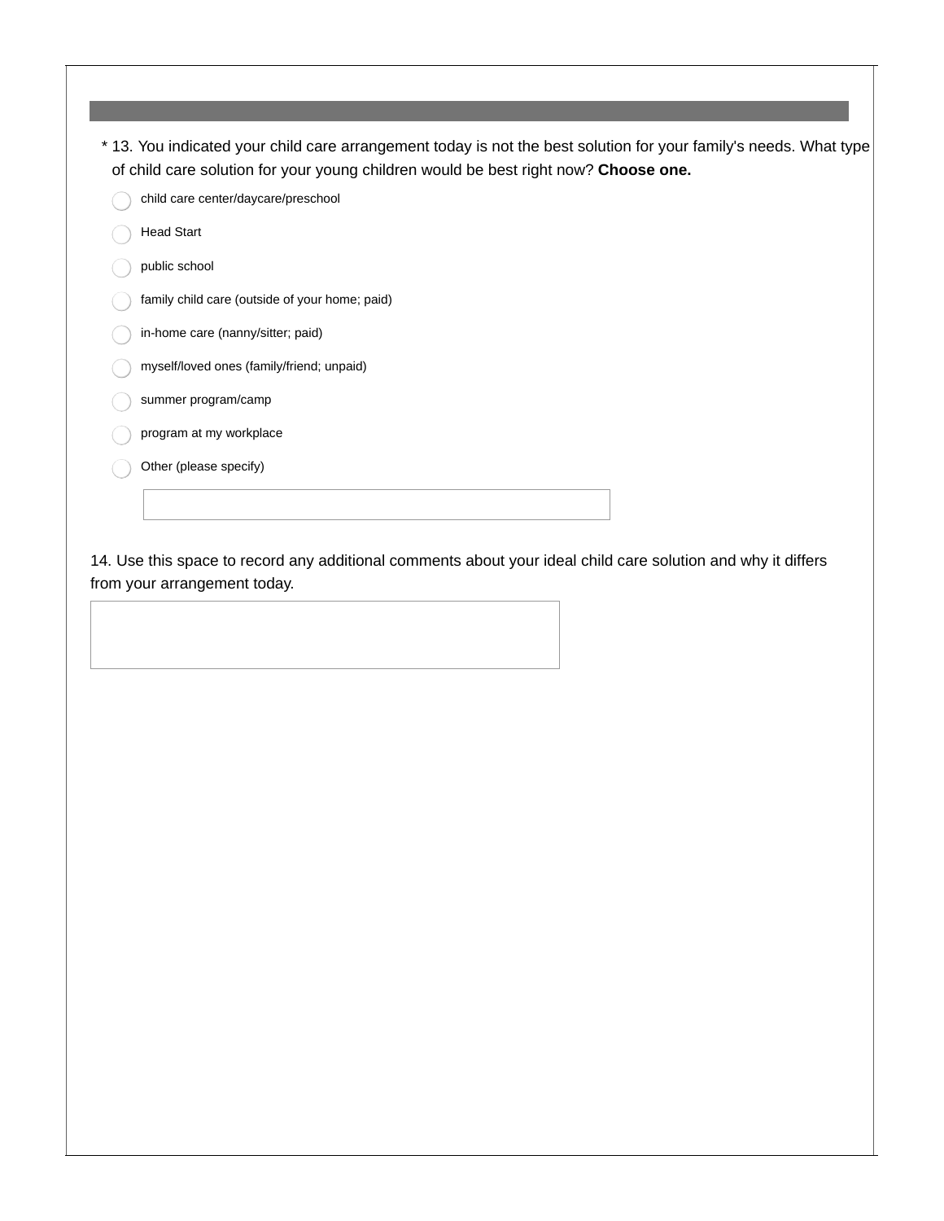* 13. You indicated your child care arrangement today is not the best solution for your family's needs. What type of child care solution for your young children would be best right now? **Choose one.**

- child care center/daycare/preschool
- Head Start
- public school
- family child care (outside of your home; paid)
- in-home care (nanny/sitter; paid)
- myself/loved ones (family/friend; unpaid)
- summer program/camp
- program at my workplace
- Other (please specify)

14. Use this space to record any additional comments about your ideal child care solution and why it differs from your arrangement today.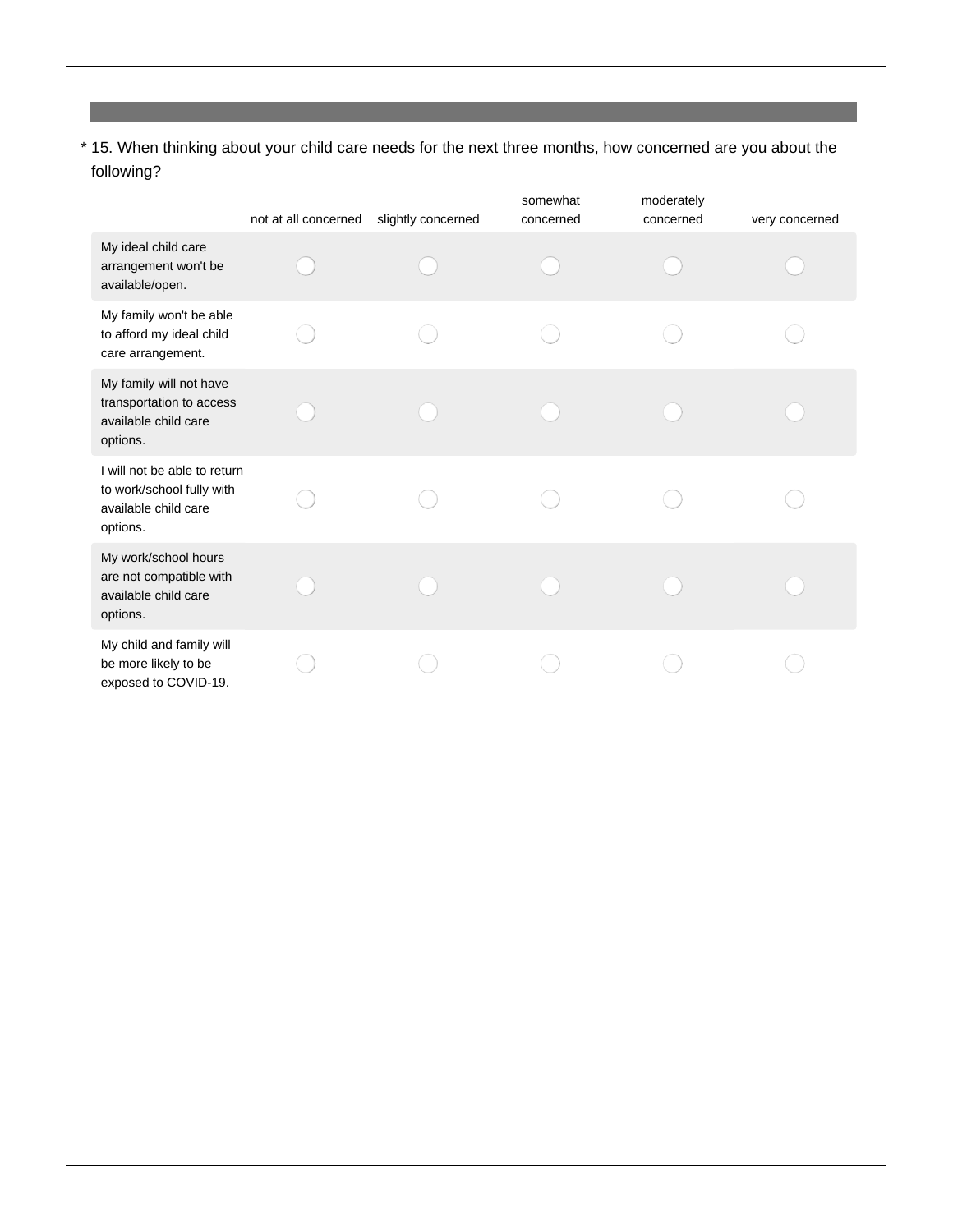\* 15. When thinking about your child care needs for the next three months, how concerned are you about the following?

| | not at all concerned | slightly concerned | somewhat concerned | moderately concerned | very concerned |
|---|---|---|---|---|---|
| My ideal child care arrangement won't be available/open. | ◯ | ◯ | ◯ | ◯ | ◯ |
| My family won't be able to afford my ideal child care arrangement. | ◯ | ◯ | ◯ | ◯ | ◯ |
| My family will not have transportation to access available child care options. | ◯ | ◯ | ◯ | ◯ | ◯ |
| I will not be able to return to work/school fully with available child care options. | ◯ | ◯ | ◯ | ◯ | ◯ |
| My work/school hours are not compatible with available child care options. | ◯ | ◯ | ◯ | ◯ | ◯ |
| My child and family will be more likely to be exposed to COVID-19. | ◯ | ◯ | ◯ | ◯ | ◯ |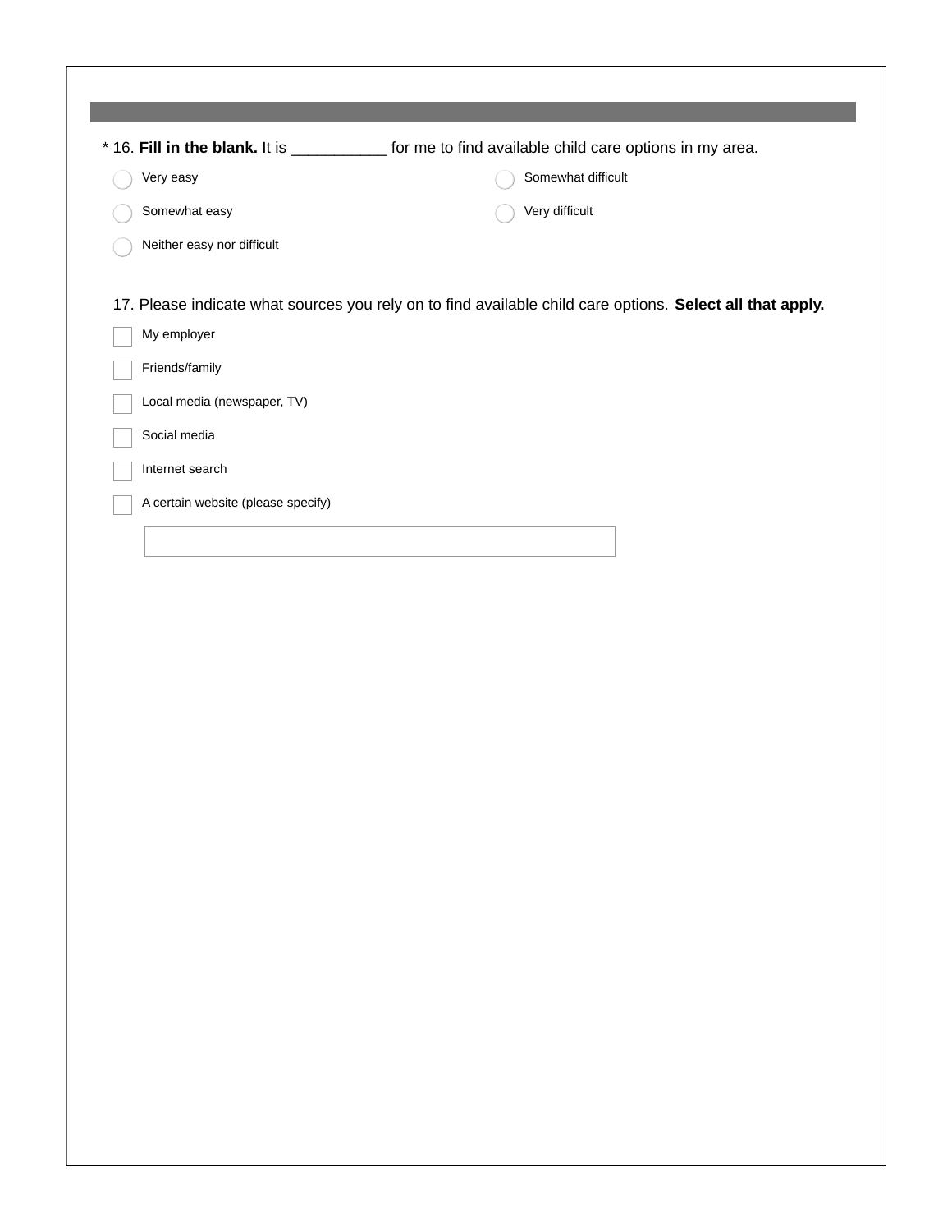\* 16. **Fill in the blank.** It is ___________ for me to find available child care options in my area.

- Very easy
- Somewhat easy
- Neither easy nor difficult
- Somewhat difficult
- Very difficult

17. Please indicate what sources you rely on to find available child care options. **Select all that apply.**

- [ ] My employer
- [ ] Friends/family
- [ ] Local media (newspaper, TV)
- [ ] Social media
- [ ] Internet search
- [ ] A certain website (please specify)

_______________________________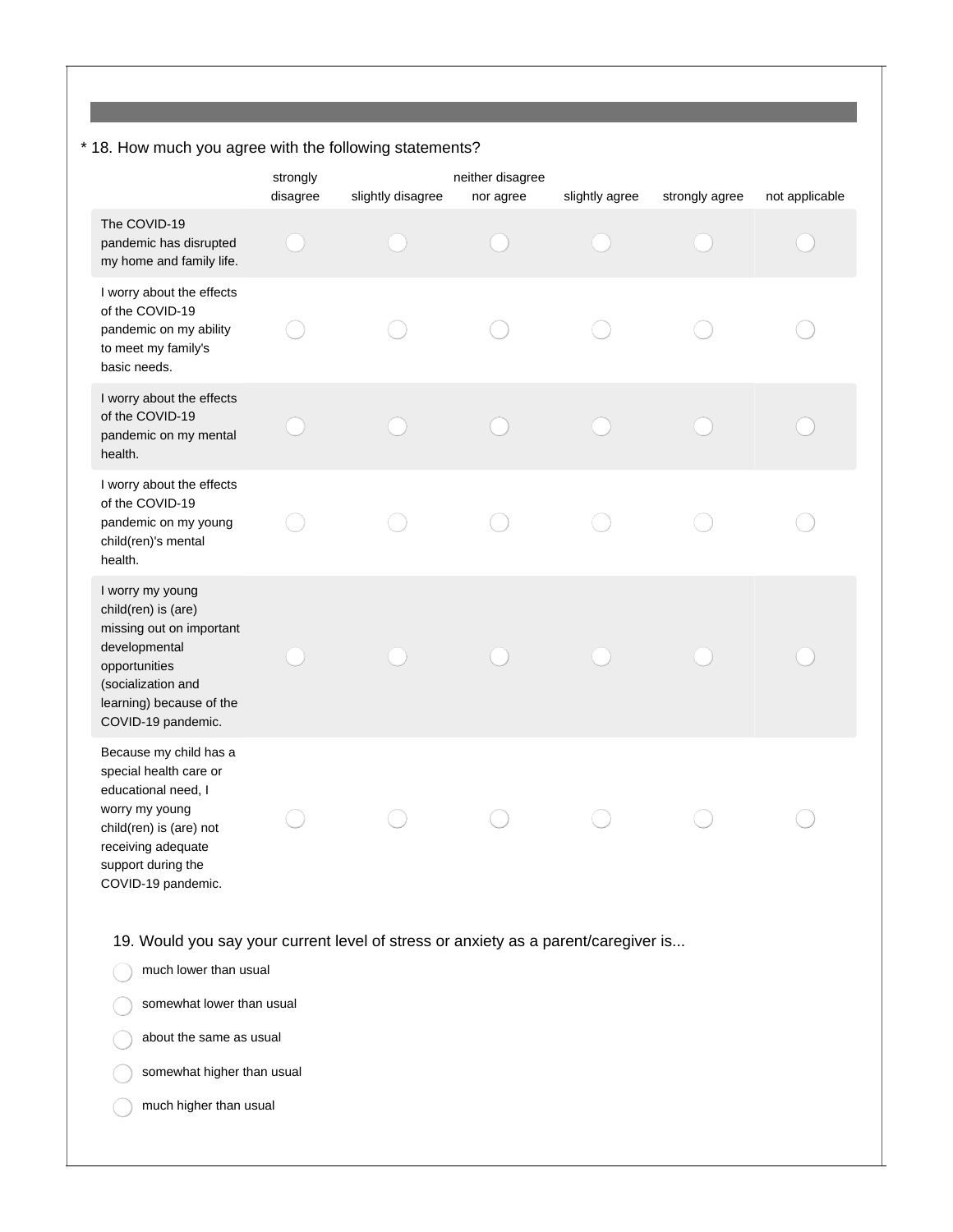\* 18. How much you agree with the following statements?

| | strongly disagree | slightly disagree | neither disagree nor agree | slightly agree | strongly agree | not applicable |
|---|---|---|---|---|---|---|
| The COVID-19 pandemic has disrupted my home and family life. | ◯ | ◯ | ◯ | ◯ | ◯ | ◯ |
| I worry about the effects of the COVID-19 pandemic on my ability to meet my family's basic needs. | ◯ | ◯ | ◯ | ◯ | ◯ | ◯ |
| I worry about the effects of the COVID-19 pandemic on my mental health. | ◯ | ◯ | ◯ | ◯ | ◯ | ◯ |
| I worry about the effects of the COVID-19 pandemic on my young child(ren)'s mental health. | ◯ | ◯ | ◯ | ◯ | ◯ | ◯ |
| I worry my young child(ren) is (are) missing out on important developmental opportunities (socialization and learning) because of the COVID-19 pandemic. | ◯ | ◯ | ◯ | ◯ | ◯ | ◯ |
| Because my child has a special health care or educational need, I worry my young child(ren) is (are) not receiving adequate support during the COVID-19 pandemic. | ◯ | ◯ | ◯ | ◯ | ◯ | ◯ |

19. Would you say your current level of stress or anxiety as a parent/caregiver is...

- ◯ much lower than usual
- ◯ somewhat lower than usual
- ◯ about the same as usual
- ◯ somewhat higher than usual
- ◯ much higher than usual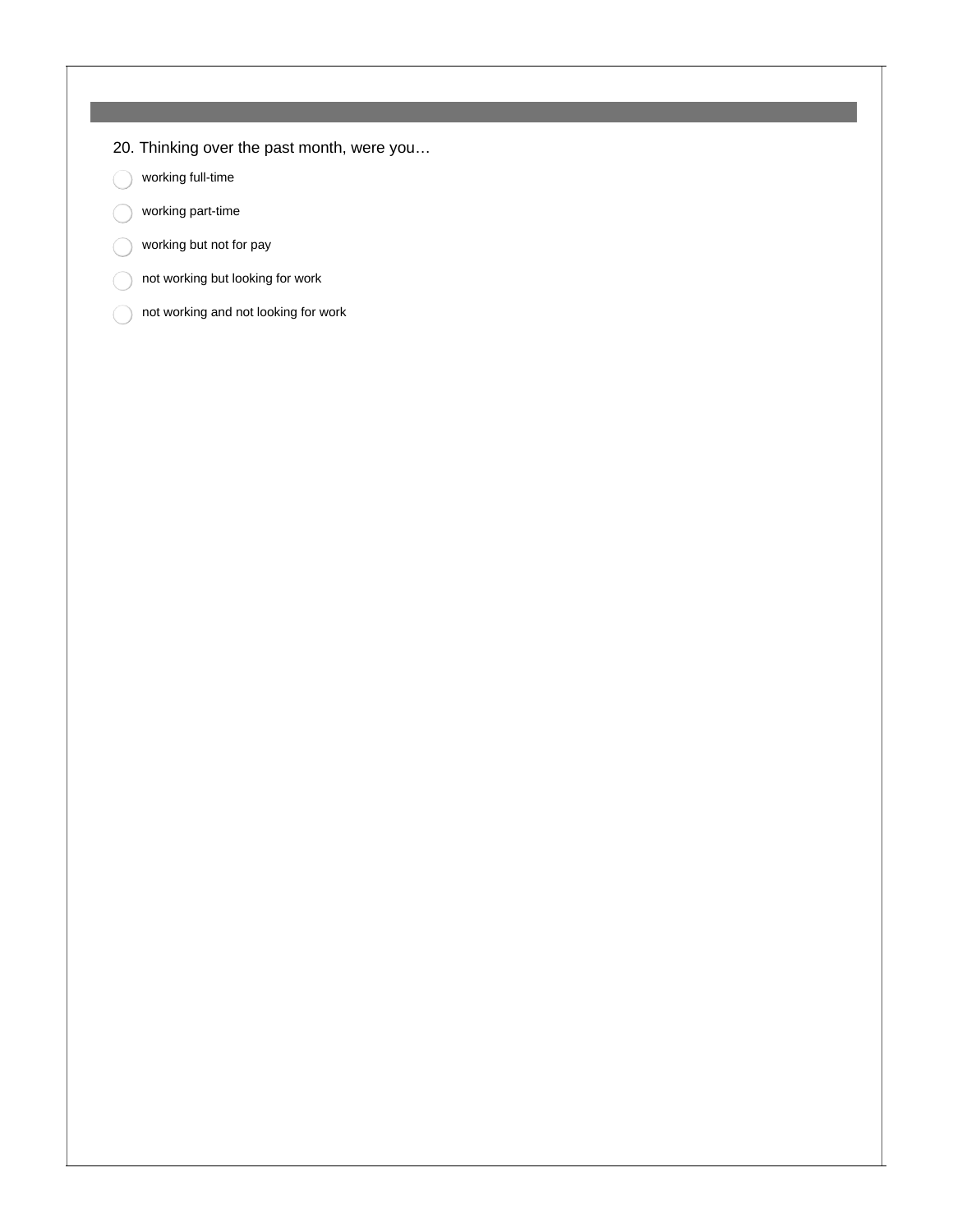20. Thinking over the past month, were you…

- working full-time
- working part-time
- working but not for pay
- not working but looking for work
- not working and not looking for work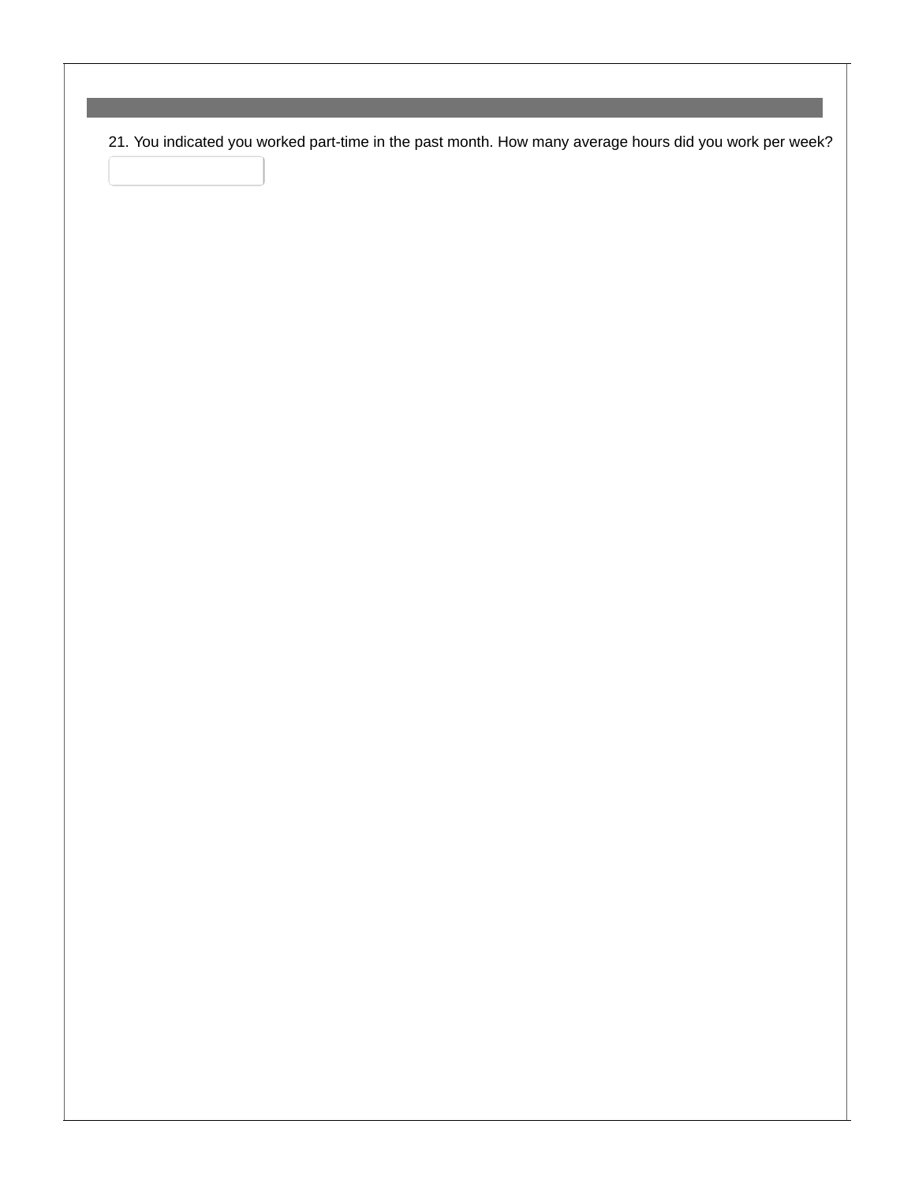21. You indicated you worked part-time in the past month. How many average hours did you work per week?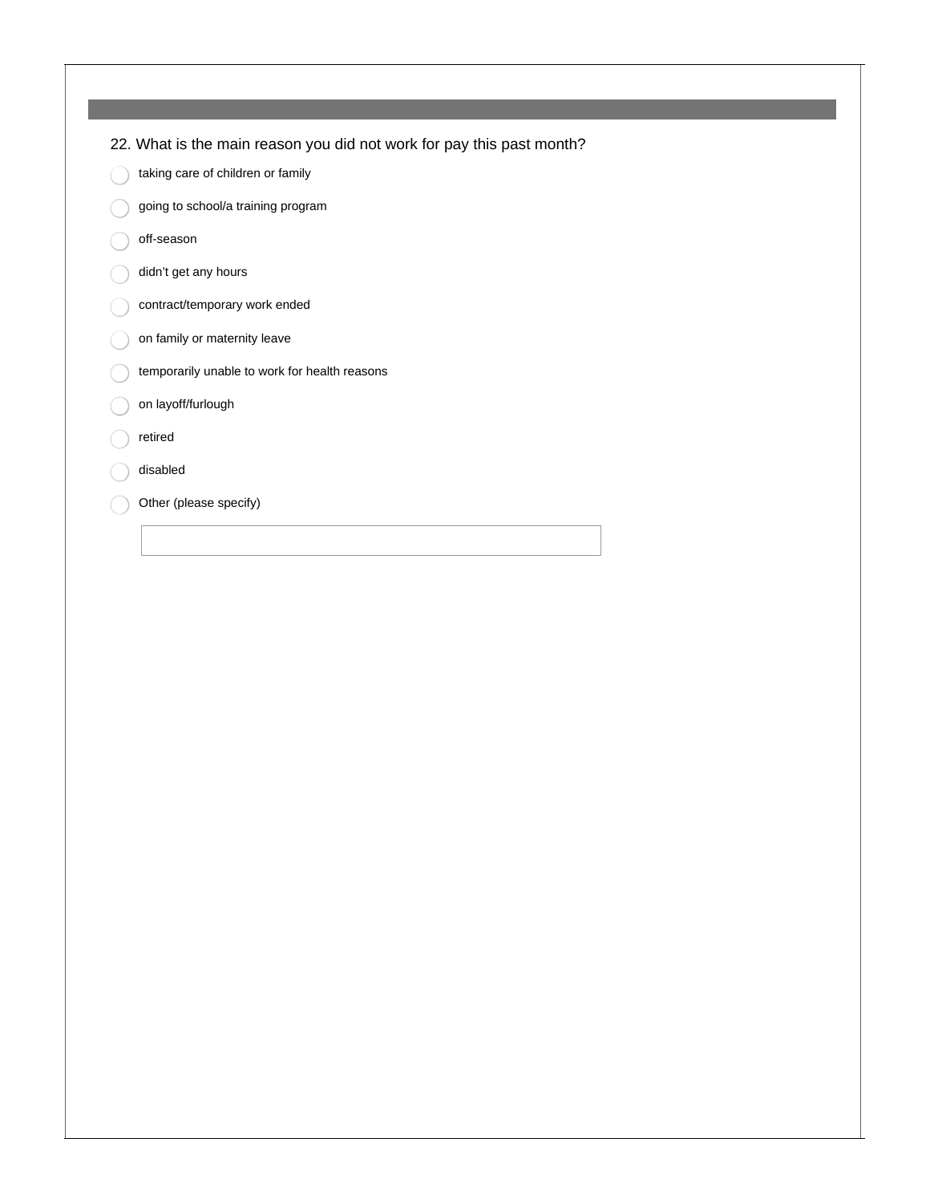22. What is the main reason you did not work for pay this past month?

- taking care of children or family
- going to school/a training program
- off-season
- didn't get any hours
- contract/temporary work ended
- on family or maternity leave
- temporarily unable to work for health reasons
- on layoff/furlough
- retired
- disabled
- Other (please specify)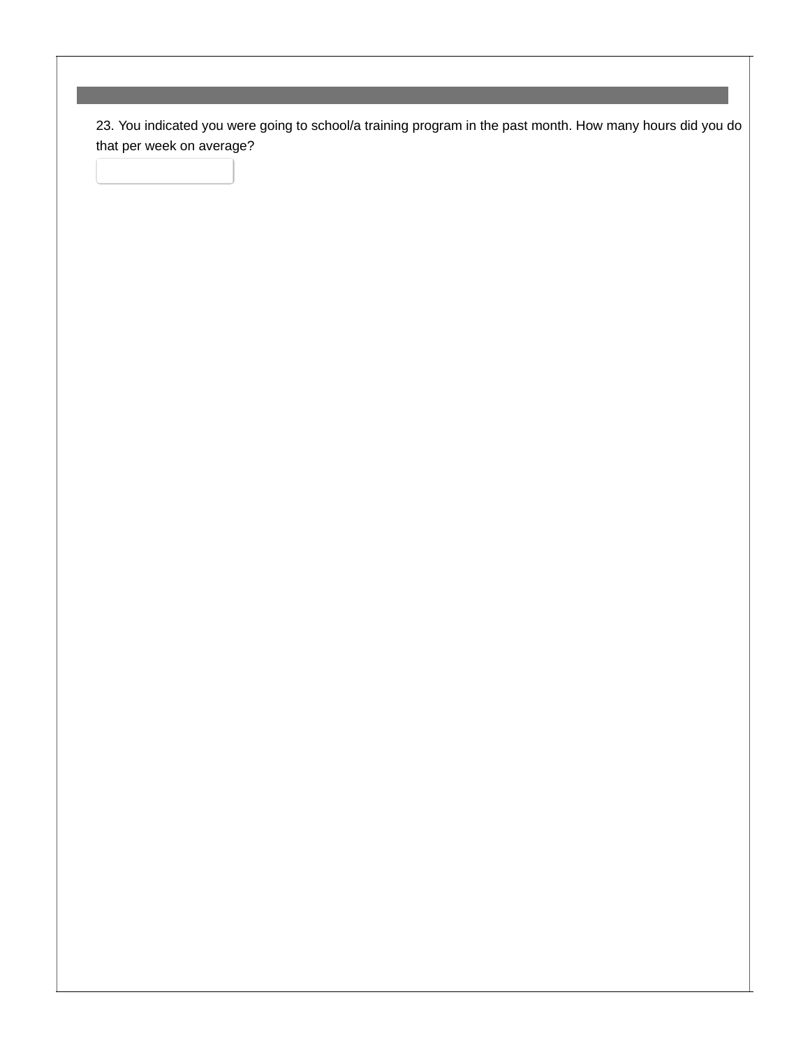23. You indicated you were going to school/a training program in the past month. How many hours did you do that per week on average?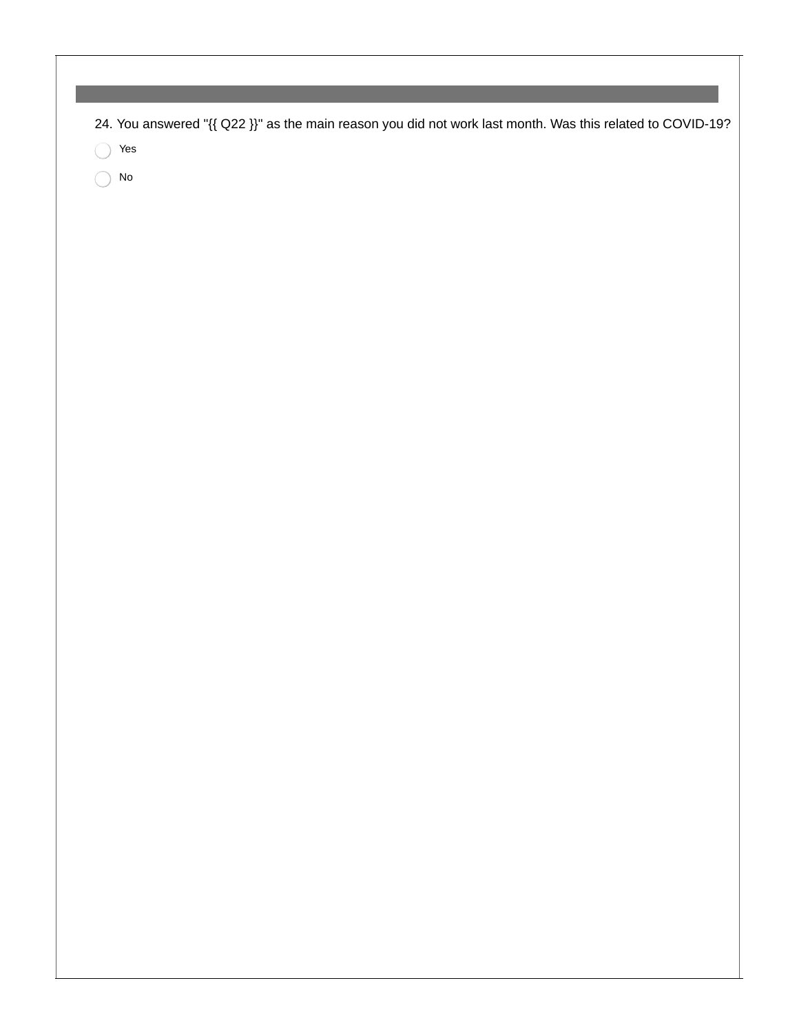24. You answered "{{ Q22 }}" as the main reason you did not work last month. Was this related to COVID-19?

- Yes
- No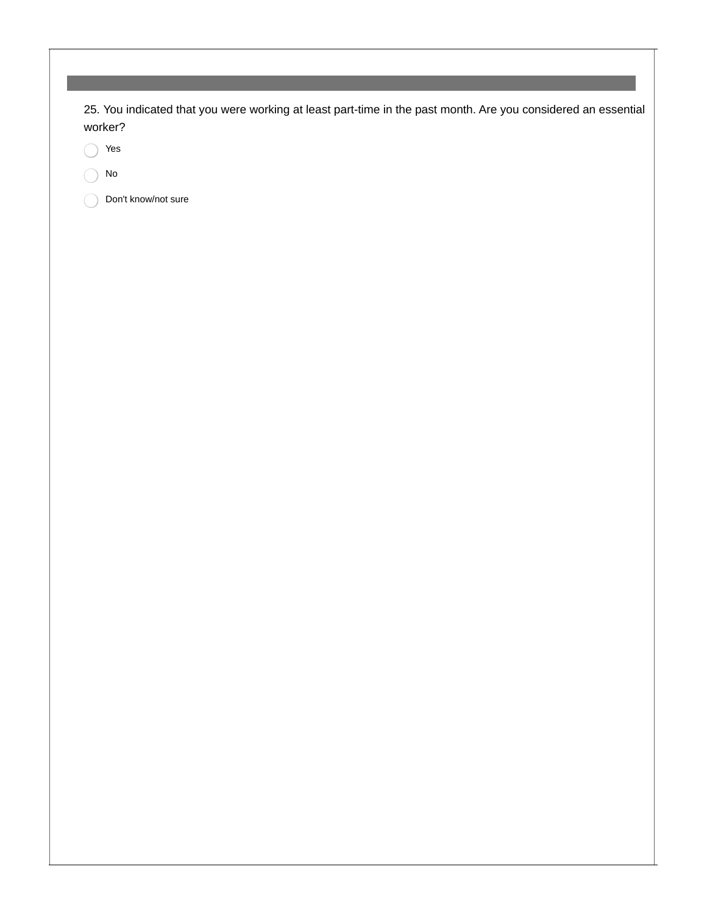25. You indicated that you were working at least part-time in the past month. Are you considered an essential worker?

- Yes
- No
- Don't know/not sure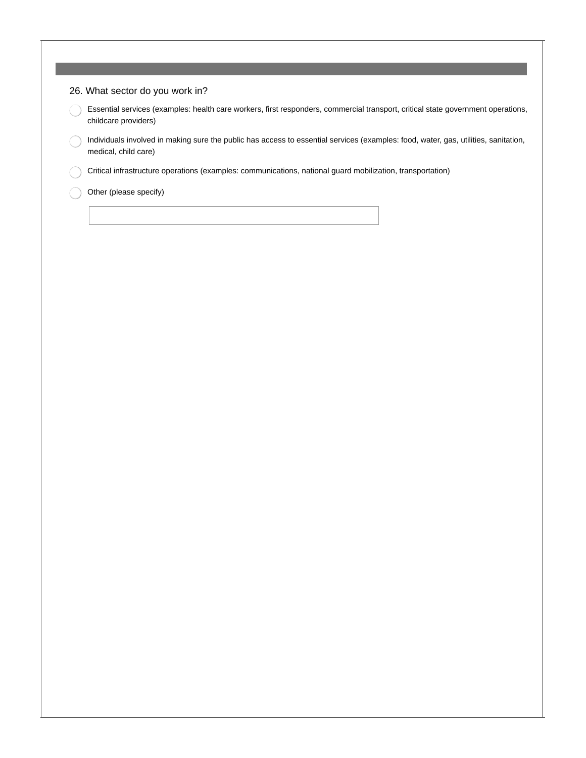26. What sector do you work in?

- Essential services (examples: health care workers, first responders, commercial transport, critical state government operations, childcare providers)
- Individuals involved in making sure the public has access to essential services (examples: food, water, gas, utilities, sanitation, medical, child care)
- Critical infrastructure operations (examples: communications, national guard mobilization, transportation)
- Other (please specify)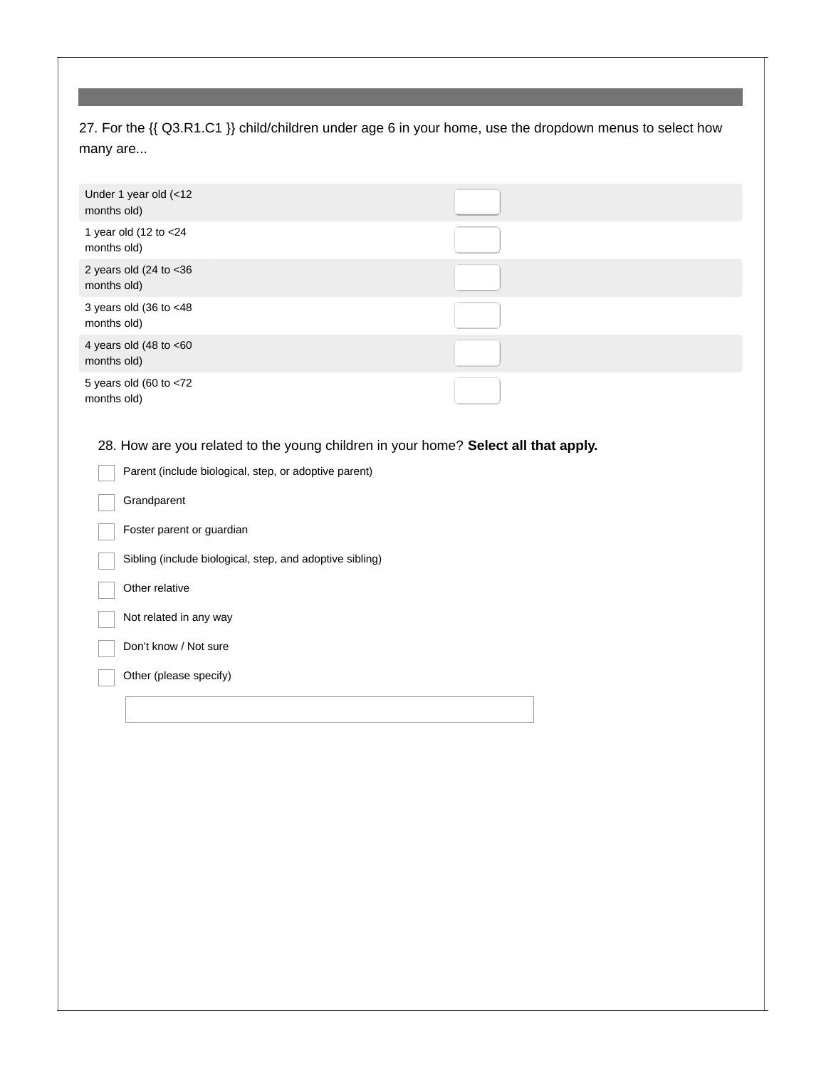27. For the {{ Q3.R1.C1 }} child/children under age 6 in your home, use the dropdown menus to select how many are...

| | |
|---|---|
| Under 1 year old (<12 months old) | |
| 1 year old (12 to <24 months old) | |
| 2 years old (24 to <36 months old) | |
| 3 years old (36 to <48 months old) | |
| 4 years old (48 to <60 months old) | |
| 5 years old (60 to <72 months old) | |

28. How are you related to the young children in your home? **Select all that apply.**

- ☐ Parent (include biological, step, or adoptive parent)
- ☐ Grandparent
- ☐ Foster parent or guardian
- ☐ Sibling (include biological, step, and adoptive sibling)
- ☐ Other relative
- ☐ Not related in any way
- ☐ Don't know / Not sure
- ☐ Other (please specify)

_______________________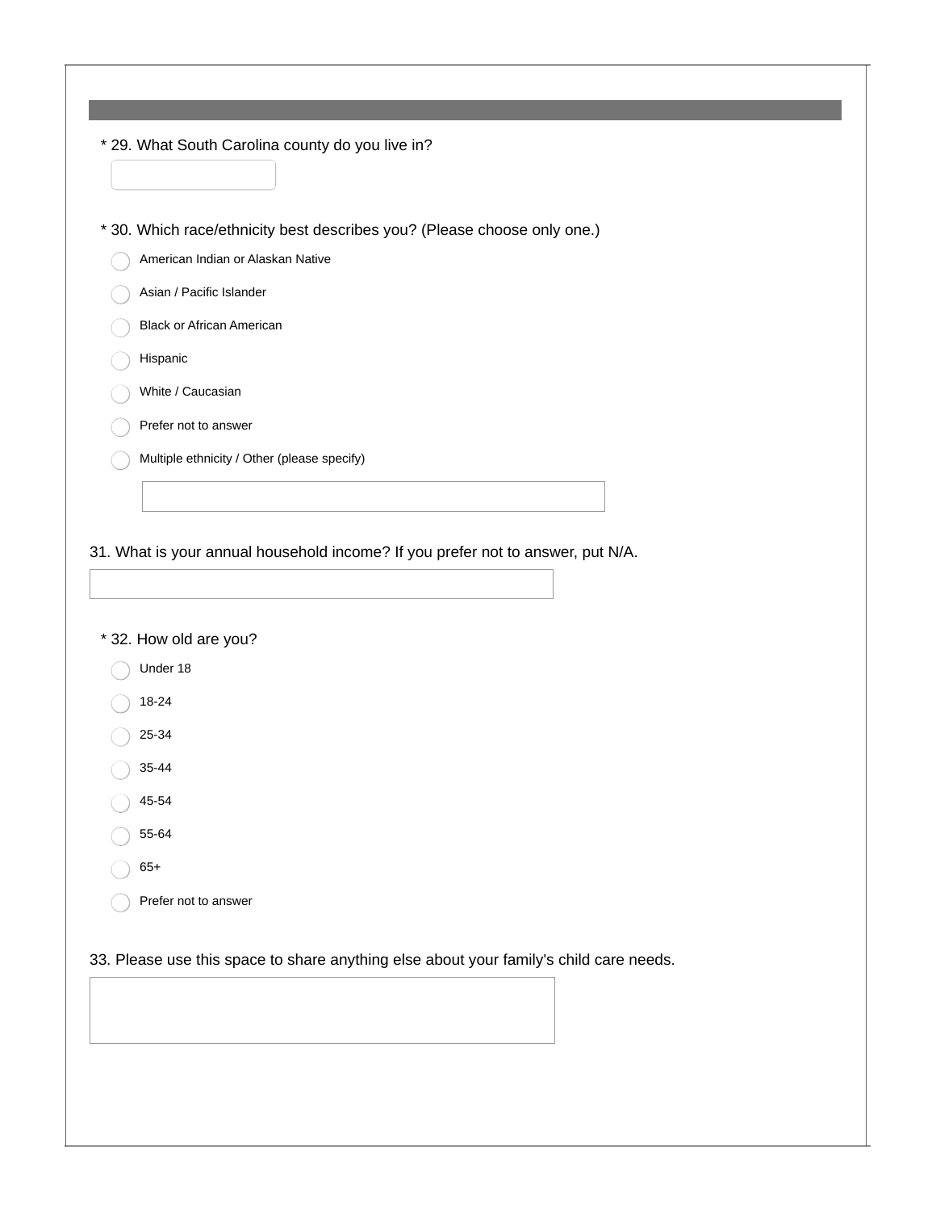* 29. What South Carolina county do you live in?

* 30. Which race/ethnicity best describes you? (Please choose only one.)

- American Indian or Alaskan Native
- Asian / Pacific Islander
- Black or African American
- Hispanic
- White / Caucasian
- Prefer not to answer
- Multiple ethnicity / Other (please specify)

31. What is your annual household income? If you prefer not to answer, put N/A.

* 32. How old are you?

- Under 18
- 18-24
- 25-34
- 35-44
- 45-54
- 55-64
- 65+
- Prefer not to answer

33. Please use this space to share anything else about your family's child care needs.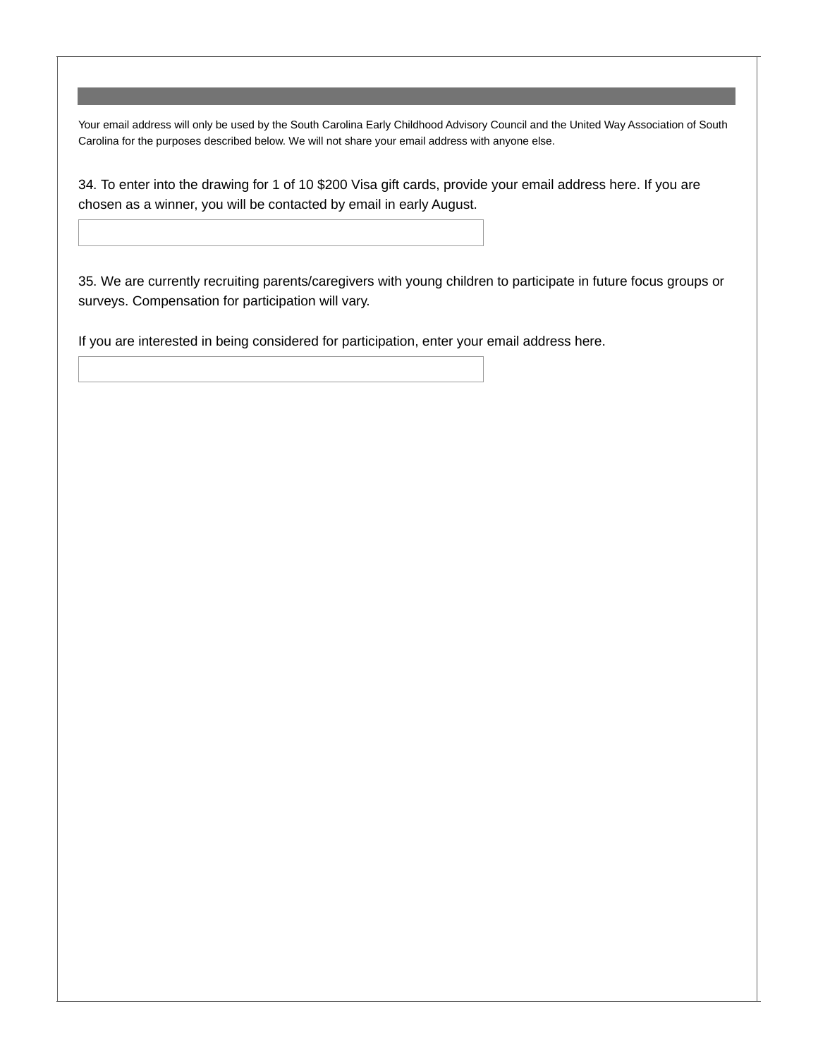Your email address will only be used by the South Carolina Early Childhood Advisory Council and the United Way Association of South Carolina for the purposes described below. We will not share your email address with anyone else.

34. To enter into the drawing for 1 of 10 $200 Visa gift cards, provide your email address here. If you are chosen as a winner, you will be contacted by email in early August.

35. We are currently recruiting parents/caregivers with young children to participate in future focus groups or surveys. Compensation for participation will vary.

If you are interested in being considered for participation, enter your email address here.